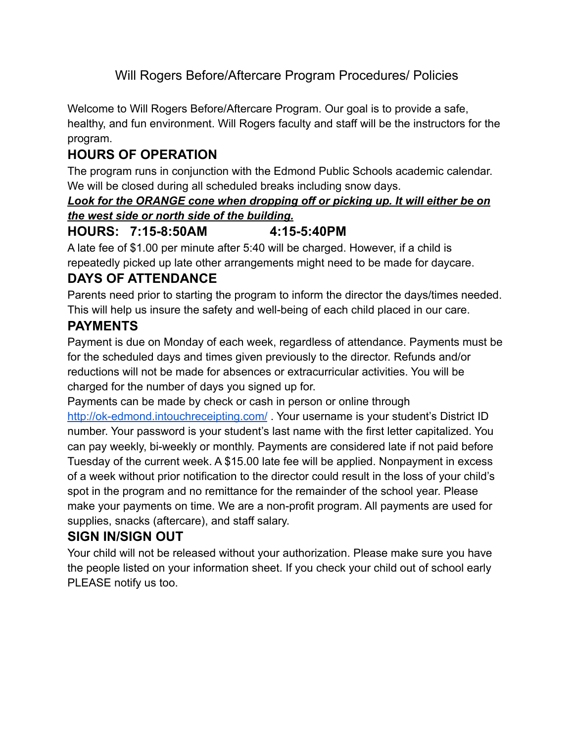# Will Rogers Before/Aftercare Program Procedures/ Policies

Welcome to Will Rogers Before/Aftercare Program. Our goal is to provide a safe, healthy, and fun environment. Will Rogers faculty and staff will be the instructors for the program.

## HOURS OF OPERATION

The program runs in conjunction with the Edmond Public Schools academic calendar. We will be closed during all scheduled breaks including snow days.

***Look for the ORANGE cone when dropping off or picking up. It will either be on the west side or north side of the building.***

## HOURS: 7:15-8:50AM 4:15-5:40PM

A late fee of $1.00 per minute after 5:40 will be charged. However, if a child is repeatedly picked up late other arrangements might need to be made for daycare.

## DAYS OF ATTENDANCE

Parents need prior to starting the program to inform the director the days/times needed. This will help us insure the safety and well-being of each child placed in our care.

## PAYMENTS

Payment is due on Monday of each week, regardless of attendance. Payments must be for the scheduled days and times given previously to the director. Refunds and/or reductions will not be made for absences or extracurricular activities. You will be charged for the number of days you signed up for.

Payments can be made by check or cash in person or online through [http://ok-edmond.intouchreceipting.com/](http://ok-edmond.intouchreceipting.com/) . Your username is your student's District ID number. Your password is your student's last name with the first letter capitalized. You can pay weekly, bi-weekly or monthly. Payments are considered late if not paid before Tuesday of the current week. A $15.00 late fee will be applied. Nonpayment in excess of a week without prior notification to the director could result in the loss of your child's spot in the program and no remittance for the remainder of the school year. Please make your payments on time. We are a non-profit program. All payments are used for supplies, snacks (aftercare), and staff salary.

## SIGN IN/SIGN OUT

Your child will not be released without your authorization. Please make sure you have the people listed on your information sheet. If you check your child out of school early PLEASE notify us too.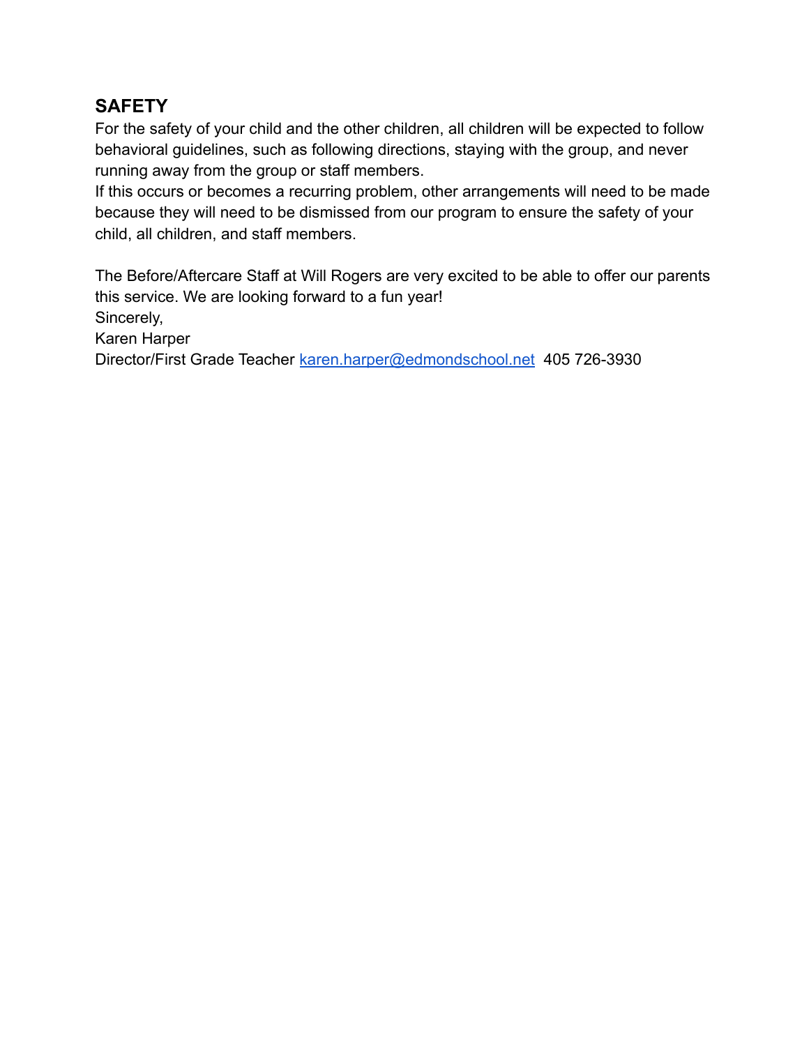## SAFETY

For the safety of your child and the other children, all children will be expected to follow behavioral guidelines, such as following directions, staying with the group, and never running away from the group or staff members.

If this occurs or becomes a recurring problem, other arrangements will need to be made because they will need to be dismissed from our program to ensure the safety of your child, all children, and staff members.

The Before/Aftercare Staff at Will Rogers are very excited to be able to offer our parents this service. We are looking forward to a fun year!

Sincerely,

Karen Harper

Director/First Grade Teacher karen.harper@edmondschool.net 405 726-3930